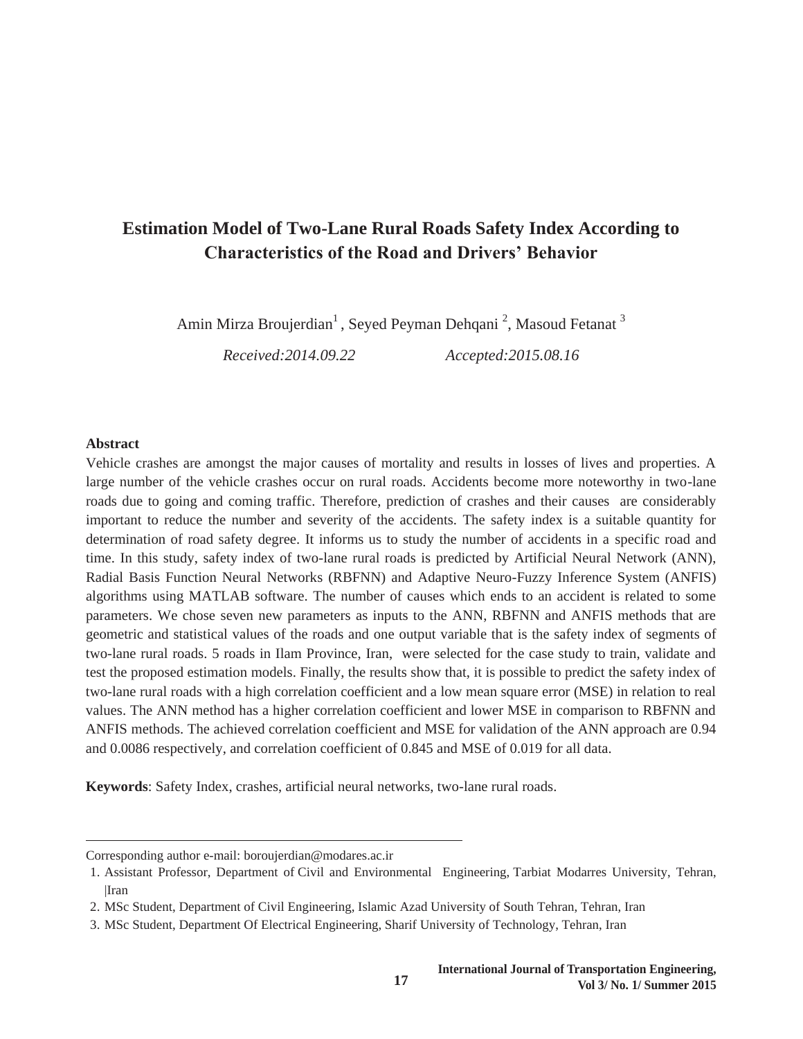# Estimation Model of Two-Lane Rural Roads Safety Index According to Characteristics of the Road and Drivers' Behavior

Amin Mirza Broujerdian[1] , Seyed Peyman Dehqani [2], Masoud Fetanat [3]

*Received:2014.09.22* *Accepted:2015.08.16*

**Abstract**

Vehicle crashes are amongst the major causes of mortality and results in losses of lives and properties. A large number of the vehicle crashes occur on rural roads. Accidents become more noteworthy in two-lane roads due to going and coming traffic. Therefore, prediction of crashes and their causes are considerably important to reduce the number and severity of the accidents. The safety index is a suitable quantity for determination of road safety degree. It informs us to study the number of accidents in a specific road and time. In this study, safety index of two-lane rural roads is predicted by Artificial Neural Network (ANN), Radial Basis Function Neural Networks (RBFNN) and Adaptive Neuro-Fuzzy Inference System (ANFIS) algorithms using MATLAB software. The number of causes which ends to an accident is related to some parameters. We chose seven new parameters as inputs to the ANN, RBFNN and ANFIS methods that are geometric and statistical values of the roads and one output variable that is the safety index of segments of two-lane rural roads. 5 roads in Ilam Province, Iran, were selected for the case study to train, validate and test the proposed estimation models. Finally, the results show that, it is possible to predict the safety index of two-lane rural roads with a high correlation coefficient and a low mean square error (MSE) in relation to real values. The ANN method has a higher correlation coefficient and lower MSE in comparison to RBFNN and ANFIS methods. The achieved correlation coefficient and MSE for validation of the ANN approach are 0.94 and 0.0086 respectively, and correlation coefficient of 0.845 and MSE of 0.019 for all data.

**Keywords**: Safety Index, crashes, artificial neural networks, two-lane rural roads.

---

Corresponding author e-mail: boroujerdian@modares.ac.ir

1. Assistant Professor, Department of Civil and Environmental Engineering, Tarbiat Modarres University, Tehran, |Iran
2. MSc Student, Department of Civil Engineering, Islamic Azad University of South Tehran, Tehran, Iran
3. MSc Student, Department Of Electrical Engineering, Sharif University of Technology, Tehran, Iran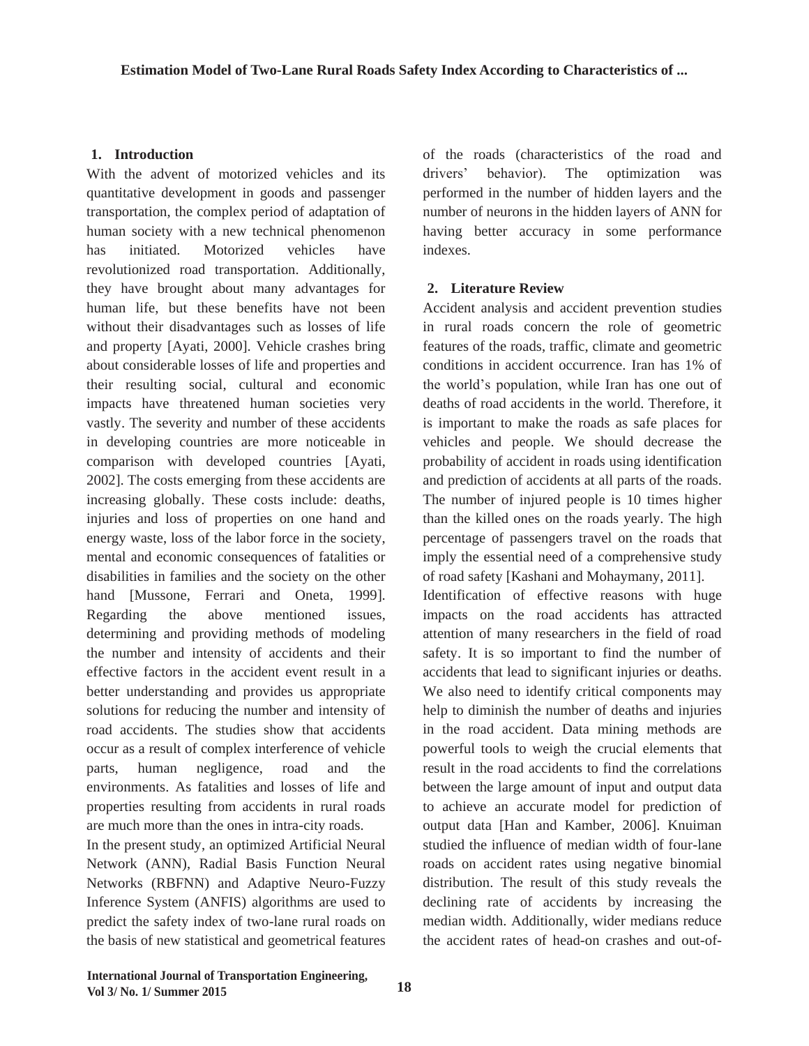## 1. Introduction

With the advent of motorized vehicles and its quantitative development in goods and passenger transportation, the complex period of adaptation of human society with a new technical phenomenon has initiated. Motorized vehicles have revolutionized road transportation. Additionally, they have brought about many advantages for human life, but these benefits have not been without their disadvantages such as losses of life and property [Ayati, 2000]. Vehicle crashes bring about considerable losses of life and properties and their resulting social, cultural and economic impacts have threatened human societies very vastly. The severity and number of these accidents in developing countries are more noticeable in comparison with developed countries [Ayati, 2002]. The costs emerging from these accidents are increasing globally. These costs include: deaths, injuries and loss of properties on one hand and energy waste, loss of the labor force in the society, mental and economic consequences of fatalities or disabilities in families and the society on the other hand [Mussone, Ferrari and Oneta, 1999]. Regarding the above mentioned issues, determining and providing methods of modeling the number and intensity of accidents and their effective factors in the accident event result in a better understanding and provides us appropriate solutions for reducing the number and intensity of road accidents. The studies show that accidents occur as a result of complex interference of vehicle parts, human negligence, road and the environments. As fatalities and losses of life and properties resulting from accidents in rural roads are much more than the ones in intra-city roads.

In the present study, an optimized Artificial Neural Network (ANN), Radial Basis Function Neural Networks (RBFNN) and Adaptive Neuro-Fuzzy Inference System (ANFIS) algorithms are used to predict the safety index of two-lane rural roads on the basis of new statistical and geometrical features of the roads (characteristics of the road and drivers' behavior). The optimization was performed in the number of hidden layers and the number of neurons in the hidden layers of ANN for having better accuracy in some performance indexes.

## 2. Literature Review

Accident analysis and accident prevention studies in rural roads concern the role of geometric features of the roads, traffic, climate and geometric conditions in accident occurrence. Iran has 1% of the world's population, while Iran has one out of deaths of road accidents in the world. Therefore, it is important to make the roads as safe places for vehicles and people. We should decrease the probability of accident in roads using identification and prediction of accidents at all parts of the roads. The number of injured people is 10 times higher than the killed ones on the roads yearly. The high percentage of passengers travel on the roads that imply the essential need of a comprehensive study of road safety [Kashani and Mohaymany, 2011].

Identification of effective reasons with huge impacts on the road accidents has attracted attention of many researchers in the field of road safety. It is so important to find the number of accidents that lead to significant injuries or deaths. We also need to identify critical components may help to diminish the number of deaths and injuries in the road accident. Data mining methods are powerful tools to weigh the crucial elements that result in the road accidents to find the correlations between the large amount of input and output data to achieve an accurate model for prediction of output data [Han and Kamber, 2006]. Knuiman studied the influence of median width of four-lane roads on accident rates using negative binomial distribution. The result of this study reveals the declining rate of accidents by increasing the median width. Additionally, wider medians reduce the accident rates of head-on crashes and out-of-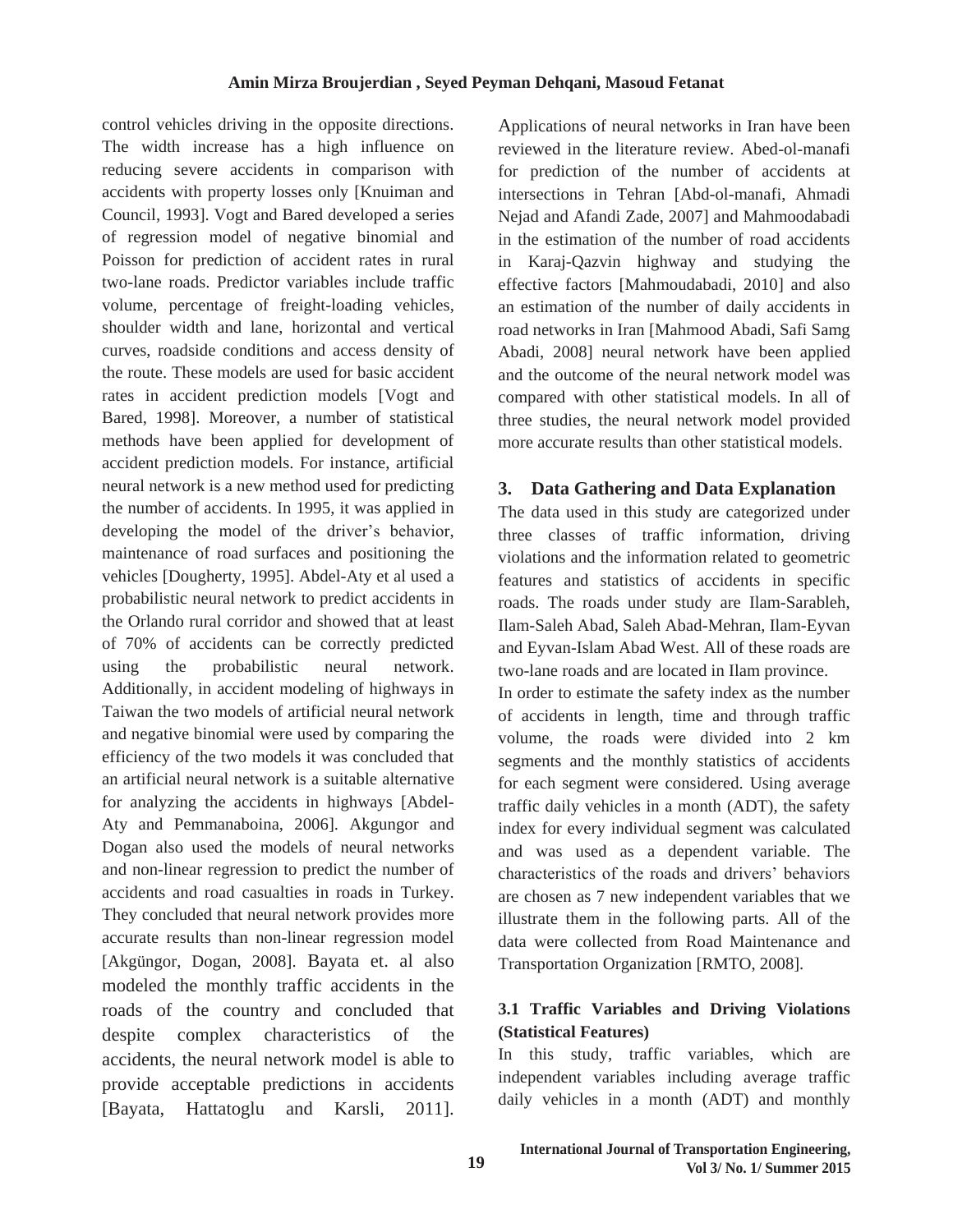control vehicles driving in the opposite directions. The width increase has a high influence on reducing severe accidents in comparison with accidents with property losses only [Knuiman and Council, 1993]. Vogt and Bared developed a series of regression model of negative binomial and Poisson for prediction of accident rates in rural two-lane roads. Predictor variables include traffic volume, percentage of freight-loading vehicles, shoulder width and lane, horizontal and vertical curves, roadside conditions and access density of the route. These models are used for basic accident rates in accident prediction models [Vogt and Bared, 1998]. Moreover, a number of statistical methods have been applied for development of accident prediction models. For instance, artificial neural network is a new method used for predicting the number of accidents. In 1995, it was applied in developing the model of the driver's behavior, maintenance of road surfaces and positioning the vehicles [Dougherty, 1995]. Abdel-Aty et al used a probabilistic neural network to predict accidents in the Orlando rural corridor and showed that at least of 70% of accidents can be correctly predicted using the probabilistic neural network. Additionally, in accident modeling of highways in Taiwan the two models of artificial neural network and negative binomial were used by comparing the efficiency of the two models it was concluded that an artificial neural network is a suitable alternative for analyzing the accidents in highways [Abdel-Aty and Pemmanaboina, 2006]. Akgungor and Dogan also used the models of neural networks and non-linear regression to predict the number of accidents and road casualties in roads in Turkey. They concluded that neural network provides more accurate results than non-linear regression model [Akgüngor, Dogan, 2008]. Bayata et. al also modeled the monthly traffic accidents in the roads of the country and concluded that despite complex characteristics of the accidents, the neural network model is able to provide acceptable predictions in accidents [Bayata, Hattatoglu and Karsli, 2011]. Applications of neural networks in Iran have been reviewed in the literature review. Abed-ol-manafi for prediction of the number of accidents at intersections in Tehran [Abd-ol-manafi, Ahmadi Nejad and Afandi Zade, 2007] and Mahmoodabadi in the estimation of the number of road accidents in Karaj-Qazvin highway and studying the effective factors [Mahmoudabadi, 2010] and also an estimation of the number of daily accidents in road networks in Iran [Mahmood Abadi, Safi Samg Abadi, 2008] neural network have been applied and the outcome of the neural network model was compared with other statistical models. In all of three studies, the neural network model provided more accurate results than other statistical models.

## 3. Data Gathering and Data Explanation

The data used in this study are categorized under three classes of traffic information, driving violations and the information related to geometric features and statistics of accidents in specific roads. The roads under study are Ilam-Sarableh, Ilam-Saleh Abad, Saleh Abad-Mehran, Ilam-Eyvan and Eyvan-Islam Abad West. All of these roads are two-lane roads and are located in Ilam province.

In order to estimate the safety index as the number of accidents in length, time and through traffic volume, the roads were divided into 2 km segments and the monthly statistics of accidents for each segment were considered. Using average traffic daily vehicles in a month (ADT), the safety index for every individual segment was calculated and was used as a dependent variable. The characteristics of the roads and drivers' behaviors are chosen as 7 new independent variables that we illustrate them in the following parts. All of the data were collected from Road Maintenance and Transportation Organization [RMTO, 2008].

### 3.1 Traffic Variables and Driving Violations (Statistical Features)

In this study, traffic variables, which are independent variables including average traffic daily vehicles in a month (ADT) and monthly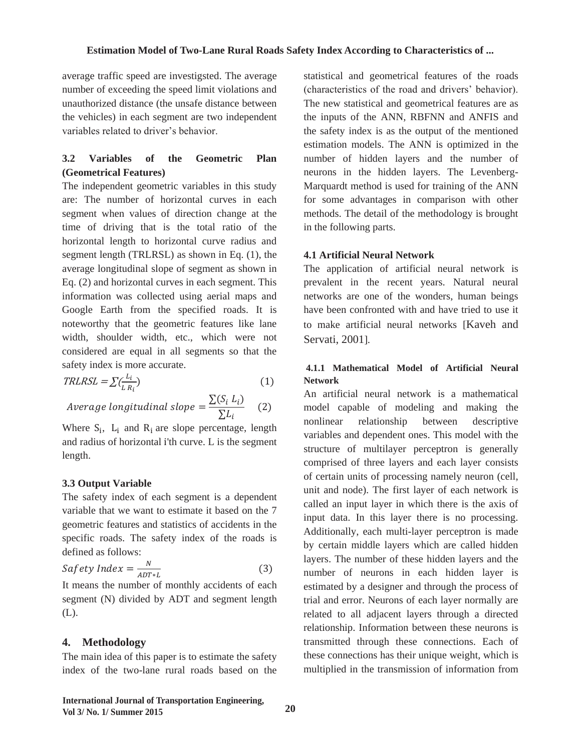average traffic speed are investigsted. The average number of exceeding the speed limit violations and unauthorized distance (the unsafe distance between the vehicles) in each segment are two independent variables related to driver's behavior.

### 3.2 Variables of the Geometric Plan (Geometrical Features)

The independent geometric variables in this study are: The number of horizontal curves in each segment when values of direction change at the time of driving that is the total ratio of the horizontal length to horizontal curve radius and segment length (TRLRSL) as shown in Eq. (1), the average longitudinal slope of segment as shown in Eq. (2) and horizontal curves in each segment. This information was collected using aerial maps and Google Earth from the specified roads. It is noteworthy that the geometric features like lane width, shoulder width, etc., which were not considered are equal in all segments so that the safety index is more accurate.

$$TRLRSL = \sum \left(\frac{L_i}{L\,R_i}\right) \quad (1)$$

$$Average\ longitudinal\ slope = \frac{\sum (S_i\ L_i)}{\sum L_i} \quad (2)$$

Where $S_i$, $L_i$ and $R_i$ are slope percentage, length and radius of horizontal i'th curve. L is the segment length.

### 3.3 Output Variable

The safety index of each segment is a dependent variable that we want to estimate it based on the 7 geometric features and statistics of accidents in the specific roads. The safety index of the roads is defined as follows:

$$Safety\ Index = \frac{N}{ADT * L} \quad (3)$$

It means the number of monthly accidents of each segment (N) divided by ADT and segment length (L).

## 4. Methodology

The main idea of this paper is to estimate the safety index of the two-lane rural roads based on the statistical and geometrical features of the roads (characteristics of the road and drivers' behavior). The new statistical and geometrical features are as the inputs of the ANN, RBFNN and ANFIS and the safety index is as the output of the mentioned estimation models. The ANN is optimized in the number of hidden layers and the number of neurons in the hidden layers. The Levenberg-Marquardt method is used for training of the ANN for some advantages in comparison with other methods. The detail of the methodology is brought in the following parts.

### 4.1 Artificial Neural Network

The application of artificial neural network is prevalent in the recent years. Natural neural networks are one of the wonders, human beings have been confronted with and have tried to use it to make artificial neural networks [Kaveh and Servati, 2001].

#### 4.1.1 Mathematical Model of Artificial Neural Network

An artificial neural network is a mathematical model capable of modeling and making the nonlinear relationship between descriptive variables and dependent ones. This model with the structure of multilayer perceptron is generally comprised of three layers and each layer consists of certain units of processing namely neuron (cell, unit and node). The first layer of each network is called an input layer in which there is the axis of input data. In this layer there is no processing. Additionally, each multi-layer perceptron is made by certain middle layers which are called hidden layers. The number of these hidden layers and the number of neurons in each hidden layer is estimated by a designer and through the process of trial and error. Neurons of each layer normally are related to all adjacent layers through a directed relationship. Information between these neurons is transmitted through these connections. Each of these connections has their unique weight, which is multiplied in the transmission of information from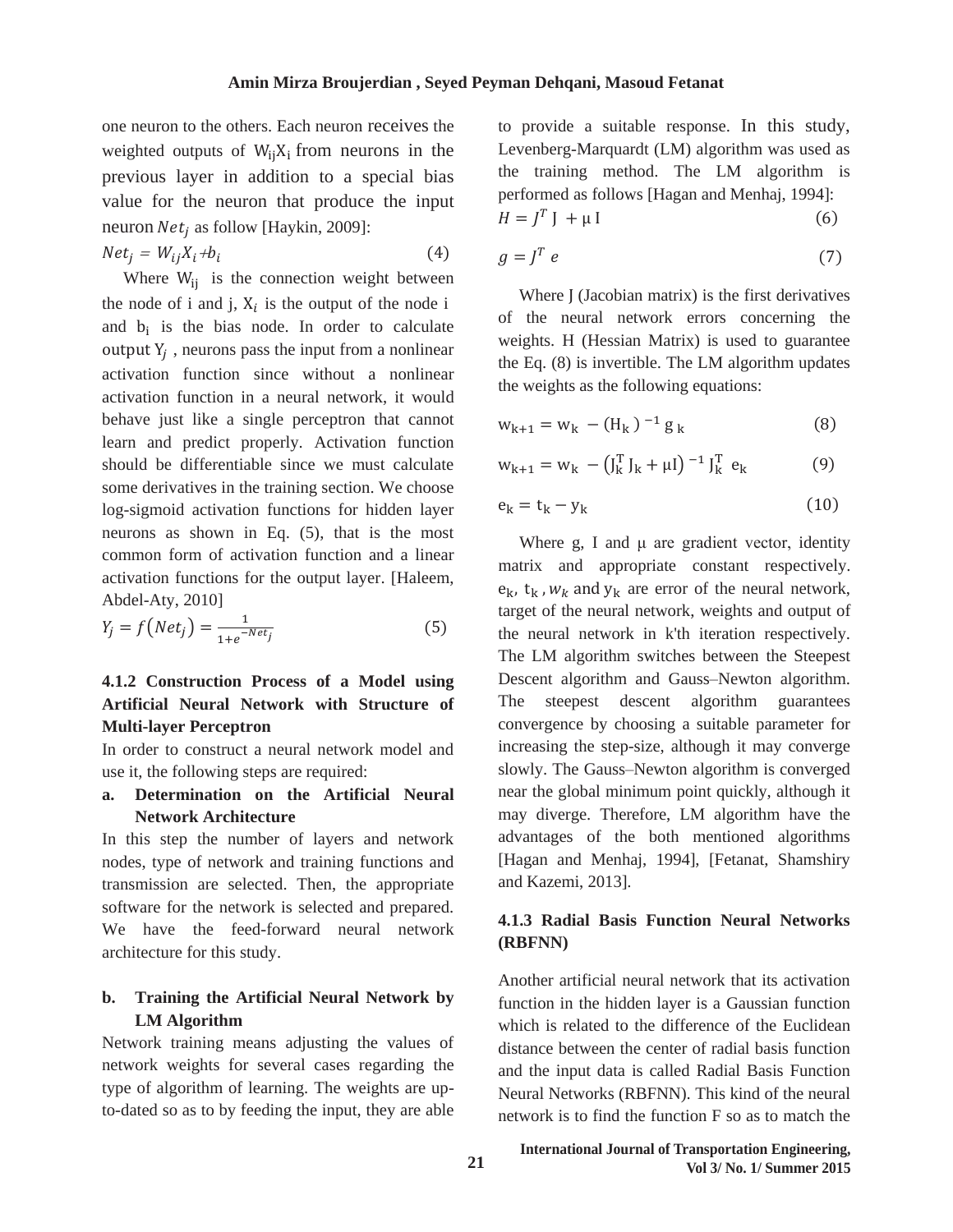one neuron to the others. Each neuron receives the weighted outputs of $W_{ij}X_i$ from neurons in the previous layer in addition to a special bias value for the neuron that produce the input neuron $Net_j$ as follow [Haykin, 2009]:

$$Net_j = W_{ij}X_i + b_i \tag{4}$$

Where $W_{ij}$ is the connection weight between the node of i and j, $X_i$ is the output of the node i and $b_i$ is the bias node. In order to calculate output $Y_j$ , neurons pass the input from a nonlinear activation function since without a nonlinear activation function in a neural network, it would behave just like a single perceptron that cannot learn and predict properly. Activation function should be differentiable since we must calculate some derivatives in the training section. We choose log-sigmoid activation functions for hidden layer neurons as shown in Eq. (5), that is the most common form of activation function and a linear activation functions for the output layer. [Haleem, Abdel-Aty, 2010]

$$Y_j = f(Net_j) = \frac{1}{1+e^{-Net_j}} \tag{5}$$

### 4.1.2 Construction Process of a Model using Artificial Neural Network with Structure of Multi-layer Perceptron

In order to construct a neural network model and use it, the following steps are required:

**a. Determination on the Artificial Neural Network Architecture**

In this step the number of layers and network nodes, type of network and training functions and transmission are selected. Then, the appropriate software for the network is selected and prepared. We have the feed-forward neural network architecture for this study.

**b. Training the Artificial Neural Network by LM Algorithm**

Network training means adjusting the values of network weights for several cases regarding the type of algorithm of learning. The weights are up-to-dated so as to by feeding the input, they are able to provide a suitable response. In this study, Levenberg-Marquardt (LM) algorithm was used as the training method. The LM algorithm is performed as follows [Hagan and Menhaj, 1994]:

$$H = J^T J + \mu I \tag{6}$$

$$g = J^T e \tag{7}$$

Where J (Jacobian matrix) is the first derivatives of the neural network errors concerning the weights. H (Hessian Matrix) is used to guarantee the Eq. (8) is invertible. The LM algorithm updates the weights as the following equations:

$$w_{k+1} = w_k - (H_k)^{-1} g_k \tag{8}$$

$$w_{k+1} = w_k - \left(J_k^T J_k + \mu I\right)^{-1} J_k^T e_k \tag{9}$$

$$e_k = t_k - y_k \tag{10}$$

Where g, I and μ are gradient vector, identity matrix and appropriate constant respectively. $e_k$, $t_k$, $w_k$ and $y_k$ are error of the neural network, target of the neural network, weights and output of the neural network in k'th iteration respectively. The LM algorithm switches between the Steepest Descent algorithm and Gauss–Newton algorithm. The steepest descent algorithm guarantees convergence by choosing a suitable parameter for increasing the step-size, although it may converge slowly. The Gauss–Newton algorithm is converged near the global minimum point quickly, although it may diverge. Therefore, LM algorithm have the advantages of the both mentioned algorithms [Hagan and Menhaj, 1994], [Fetanat, Shamshiry and Kazemi, 2013].

### 4.1.3 Radial Basis Function Neural Networks (RBFNN)

Another artificial neural network that its activation function in the hidden layer is a Gaussian function which is related to the difference of the Euclidean distance between the center of radial basis function and the input data is called Radial Basis Function Neural Networks (RBFNN). This kind of the neural network is to find the function F so as to match the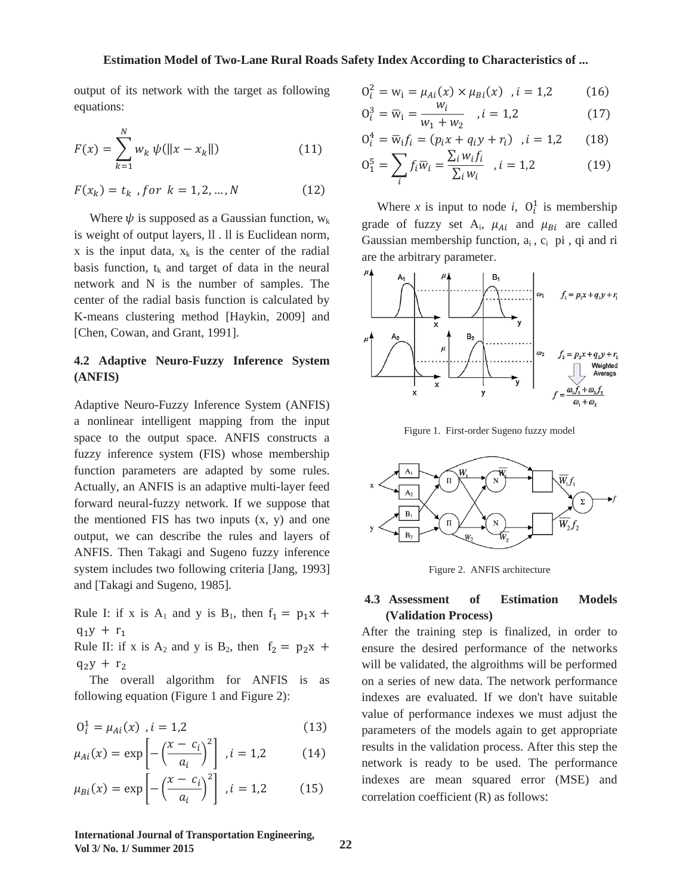output of its network with the target as following equations:

$$F(x) = \sum_{k=1}^{N} w_k \, \psi(\|x - x_k\|) \qquad (11)$$

$$F(x_k) = t_k \;, for \;\; k = 1, 2, \ldots, N \qquad (12)$$

Where $\psi$ is supposed as a Gaussian function, $w_k$ is weight of output layers, ll . ll is Euclidean norm, x is the input data, $x_k$ is the center of the radial basis function, $t_k$ and target of data in the neural network and N is the number of samples. The center of the radial basis function is calculated by K-means clustering method [Haykin, 2009] and [Chen, Cowan, and Grant, 1991].

### 4.2 Adaptive Neuro-Fuzzy Inference System (ANFIS)

Adaptive Neuro-Fuzzy Inference System (ANFIS) a nonlinear intelligent mapping from the input space to the output space. ANFIS constructs a fuzzy inference system (FIS) whose membership function parameters are adapted by some rules. Actually, an ANFIS is an adaptive multi-layer feed forward neural-fuzzy network. If we suppose that the mentioned FIS has two inputs (x, y) and one output, we can describe the rules and layers of ANFIS. Then Takagi and Sugeno fuzzy inference system includes two following criteria [Jang, 1993] and [Takagi and Sugeno, 1985].

Rule I: if x is $A_1$ and y is $B_1$, then $f_1 = p_1 x + q_1 y + r_1$

Rule II: if x is $A_2$ and y is $B_2$, then $f_2 = p_2 x + q_2 y + r_2$

The overall algorithm for ANFIS is as following equation (Figure 1 and Figure 2):

$$O_i^1 = \mu_{Ai}(x) \;, i = 1,2 \qquad (13)$$

$$\mu_{Ai}(x) = \exp\left[-\left(\frac{x - c_i}{a_i}\right)^2\right] \;, i = 1,2 \qquad (14)$$

$$\mu_{Bi}(x) = \exp\left[-\left(\frac{x - c_i}{a_i}\right)^2\right] \;, i = 1,2 \qquad (15)$$

$$O_i^2 = w_i = \mu_{Ai}(x) \times \mu_{Bi}(x) \;, i = 1,2 \qquad (16)$$

$$O_i^3 = \overline{w}_i = \frac{w_i}{w_1 + w_2} \;, i = 1,2 \qquad (17)$$

$$O_i^4 = \overline{w}_i f_i = (p_i x + q_i y + r_i) \;, i = 1,2 \qquad (18)$$

$$O_1^5 = \sum_i f_i \overline{w}_i = \frac{\sum_i w_i f_i}{\sum_i w_i} \;, i = 1,2 \qquad (19)$$

Where *x* is input to node *i*, $O_i^1$ is membership grade of fuzzy set $A_i$, $\mu_{Ai}$ and $\mu_{Bi}$ are called Gaussian membership function, $a_i$ , $c_i$ pi , qi and ri are the arbitrary parameter.

Figure 1. First-order Sugeno fuzzy model

Figure 2. ANFIS architecture

### 4.3 Assessment of Estimation Models (Validation Process)

After the training step is finalized, in order to ensure the desired performance of the networks will be validated, the algroithms will be performed on a series of new data. The network performance indexes are evaluated. If we don't have suitable value of performance indexes we must adjust the parameters of the models again to get appropriate results in the validation process. After this step the network is ready to be used. The performance indexes are mean squared error (MSE) and correlation coefficient (R) as follows: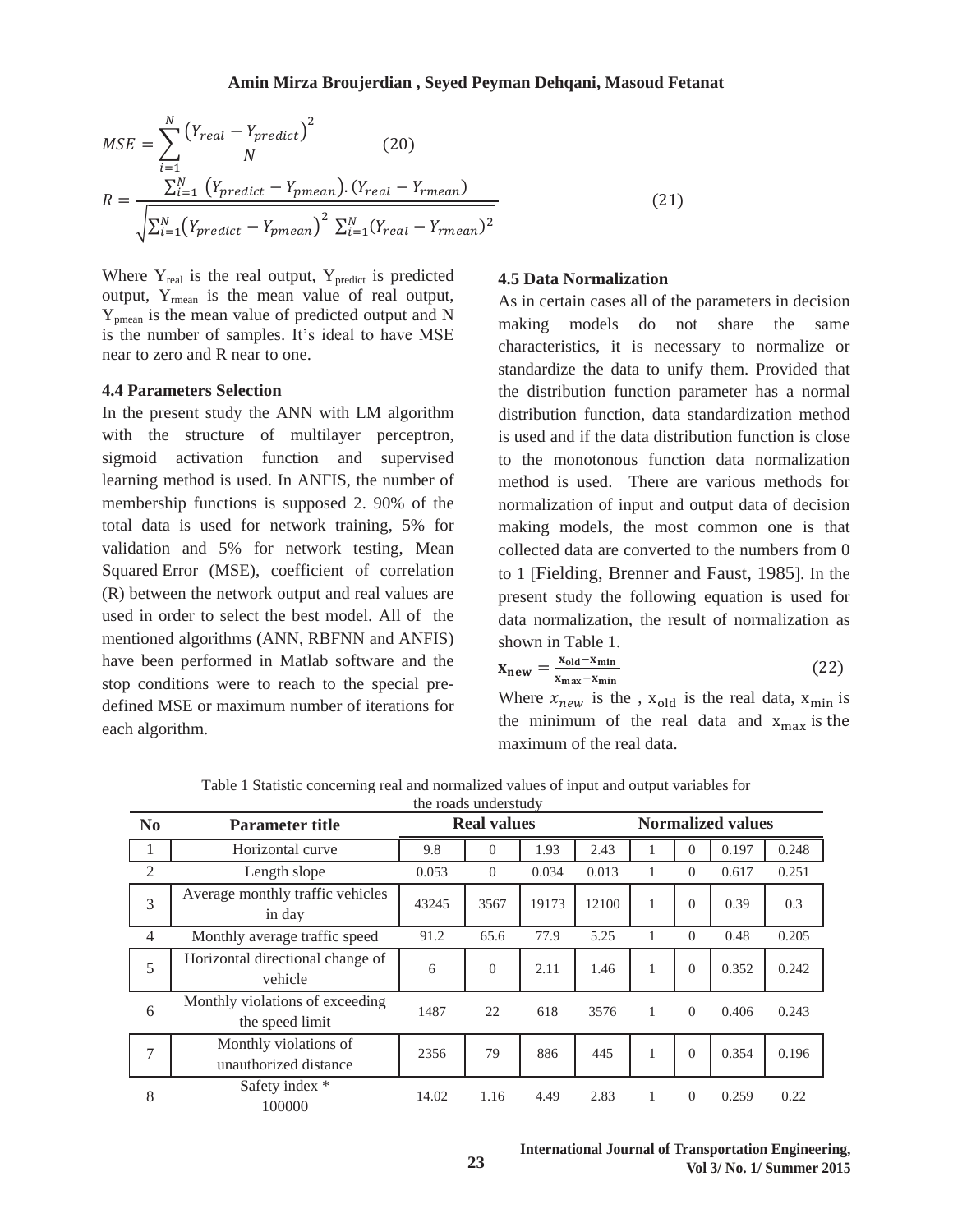$$MSE = \sum_{i=1}^{N} \frac{\left(Y_{real} - Y_{predict}\right)^2}{N} \qquad (20)$$

$$R = \frac{\sum_{i=1}^{N} \left(Y_{predict} - Y_{pmean}\right).\left(Y_{real} - Y_{rmean}\right)}{\sqrt{\sum_{i=1}^{N}\left(Y_{predict} - Y_{pmean}\right)^2 \sum_{i=1}^{N}\left(Y_{real} - Y_{rmean}\right)^2}} \qquad (21)$$

Where $Y_{real}$ is the real output, $Y_{predict}$ is predicted output, $Y_{rmean}$ is the mean value of real output, $Y_{pmean}$ is the mean value of predicted output and N is the number of samples. It's ideal to have MSE near to zero and R near to one.

### 4.4 Parameters Selection

In the present study the ANN with LM algorithm with the structure of multilayer perceptron, sigmoid activation function and supervised learning method is used. In ANFIS, the number of membership functions is supposed 2. 90% of the total data is used for network training, 5% for validation and 5% for network testing, Mean Squared Error (MSE), coefficient of correlation (R) between the network output and real values are used in order to select the best model. All of the mentioned algorithms (ANN, RBFNN and ANFIS) have been performed in Matlab software and the stop conditions were to reach to the special pre-defined MSE or maximum number of iterations for each algorithm.

### 4.5 Data Normalization

As in certain cases all of the parameters in decision making models do not share the same characteristics, it is necessary to normalize or standardize the data to unify them. Provided that the distribution function parameter has a normal distribution function, data standardization method is used and if the data distribution function is close to the monotonous function data normalization method is used. There are various methods for normalization of input and output data of decision making models, the most common one is that collected data are converted to the numbers from 0 to 1 [Fielding, Brenner and Faust, 1985]. In the present study the following equation is used for data normalization, the result of normalization as shown in Table 1.

$$\mathbf{x_{new}} = \frac{\mathbf{x_{old}} - \mathbf{x_{min}}}{\mathbf{x_{max}} - \mathbf{x_{min}}} \qquad (22)$$

Where $x_{new}$ is the , $x_{old}$ is the real data, $x_{min}$ is the minimum of the real data and $x_{max}$ is the maximum of the real data.

Table 1 Statistic concerning real and normalized values of input and output variables for the roads understudy

| No | Parameter title | Real values | | | | Normalized values | | | |
|---|---|---|---|---|---|---|---|---|---|
| 1 | Horizontal curve | 9.8 | 0 | 1.93 | 2.43 | 1 | 0 | 0.197 | 0.248 |
| 2 | Length slope | 0.053 | 0 | 0.034 | 0.013 | 1 | 0 | 0.617 | 0.251 |
| 3 | Average monthly traffic vehicles in day | 43245 | 3567 | 19173 | 12100 | 1 | 0 | 0.39 | 0.3 |
| 4 | Monthly average traffic speed | 91.2 | 65.6 | 77.9 | 5.25 | 1 | 0 | 0.48 | 0.205 |
| 5 | Horizontal directional change of vehicle | 6 | 0 | 2.11 | 1.46 | 1 | 0 | 0.352 | 0.242 |
| 6 | Monthly violations of exceeding the speed limit | 1487 | 22 | 618 | 3576 | 1 | 0 | 0.406 | 0.243 |
| 7 | Monthly violations of unauthorized distance | 2356 | 79 | 886 | 445 | 1 | 0 | 0.354 | 0.196 |
| 8 | Safety index * 100000 | 14.02 | 1.16 | 4.49 | 2.83 | 1 | 0 | 0.259 | 0.22 |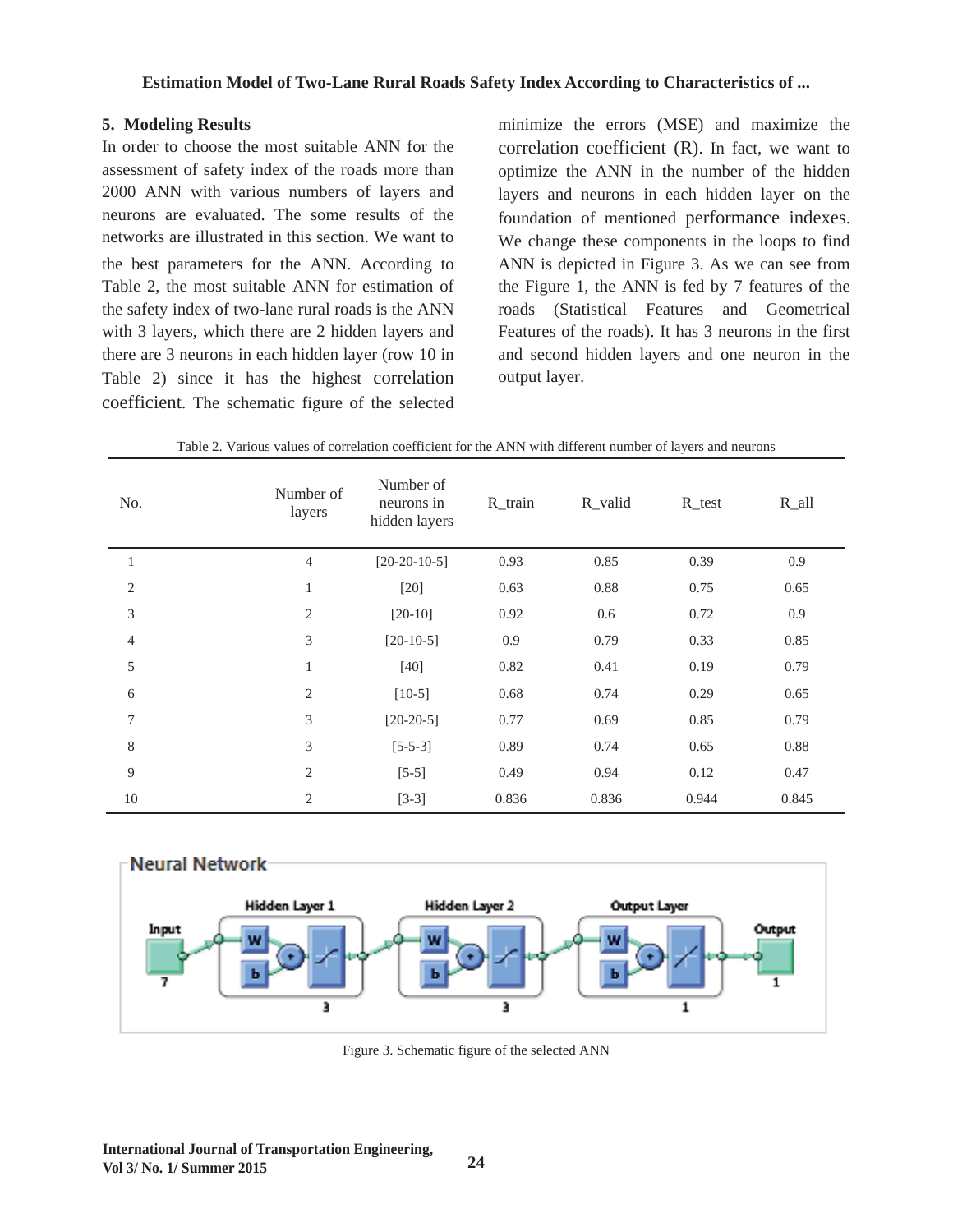## 5. Modeling Results

In order to choose the most suitable ANN for the assessment of safety index of the roads more than 2000 ANN with various numbers of layers and neurons are evaluated. The some results of the networks are illustrated in this section. We want to the best parameters for the ANN. According to Table 2, the most suitable ANN for estimation of the safety index of two-lane rural roads is the ANN with 3 layers, which there are 2 hidden layers and there are 3 neurons in each hidden layer (row 10 in Table 2) since it has the highest correlation coefficient. The schematic figure of the selected minimize the errors (MSE) and maximize the correlation coefficient (R). In fact, we want to optimize the ANN in the number of the hidden layers and neurons in each hidden layer on the foundation of mentioned performance indexes. We change these components in the loops to find ANN is depicted in Figure 3. As we can see from the Figure 1, the ANN is fed by 7 features of the roads (Statistical Features and Geometrical Features of the roads). It has 3 neurons in the first and second hidden layers and one neuron in the output layer.

Table 2. Various values of correlation coefficient for the ANN with different number of layers and neurons

| No. | Number of layers | Number of neurons in hidden layers | R_train | R_valid | R_test | R_all |
|---|---|---|---|---|---|---|
| 1 | 4 | [20-20-10-5] | 0.93 | 0.85 | 0.39 | 0.9 |
| 2 | 1 | [20] | 0.63 | 0.88 | 0.75 | 0.65 |
| 3 | 2 | [20-10] | 0.92 | 0.6 | 0.72 | 0.9 |
| 4 | 3 | [20-10-5] | 0.9 | 0.79 | 0.33 | 0.85 |
| 5 | 1 | [40] | 0.82 | 0.41 | 0.19 | 0.79 |
| 6 | 2 | [10-5] | 0.68 | 0.74 | 0.29 | 0.65 |
| 7 | 3 | [20-20-5] | 0.77 | 0.69 | 0.85 | 0.79 |
| 8 | 3 | [5-5-3] | 0.89 | 0.74 | 0.65 | 0.88 |
| 9 | 2 | [5-5] | 0.49 | 0.94 | 0.12 | 0.47 |
| 10 | 2 | [3-3] | 0.836 | 0.836 | 0.944 | 0.845 |

Figure 3. Schematic figure of the selected ANN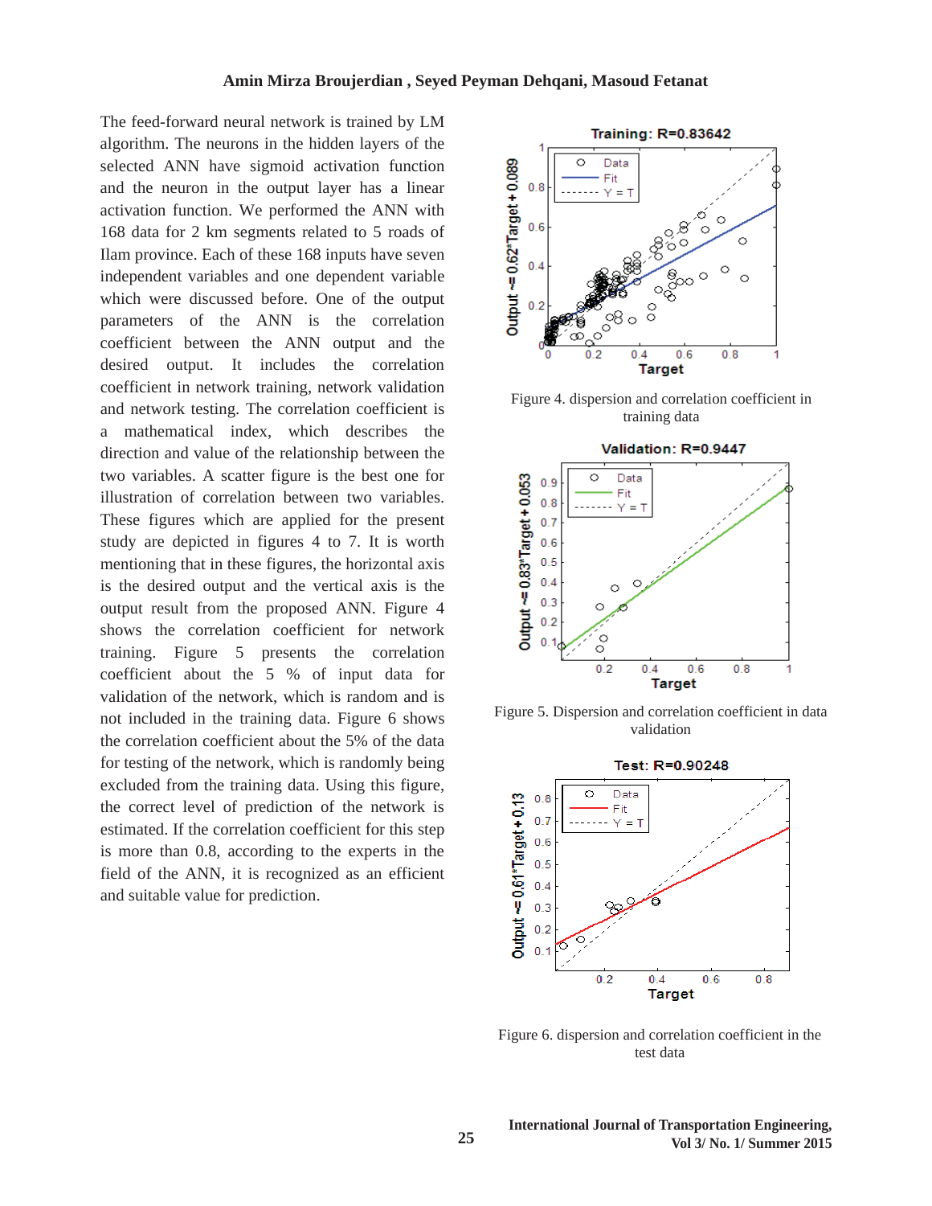The feed-forward neural network is trained by LM algorithm. The neurons in the hidden layers of the selected ANN have sigmoid activation function and the neuron in the output layer has a linear activation function. We performed the ANN with 168 data for 2 km segments related to 5 roads of Ilam province. Each of these 168 inputs have seven independent variables and one dependent variable which were discussed before. One of the output parameters of the ANN is the correlation coefficient between the ANN output and the desired output. It includes the correlation coefficient in network training, network validation and network testing. The correlation coefficient is a mathematical index, which describes the direction and value of the relationship between the two variables. A scatter figure is the best one for illustration of correlation between two variables. These figures which are applied for the present study are depicted in figures 4 to 7. It is worth mentioning that in these figures, the horizontal axis is the desired output and the vertical axis is the output result from the proposed ANN. Figure 4 shows the correlation coefficient for network training. Figure 5 presents the correlation coefficient about the 5 % of input data for validation of the network, which is random and is not included in the training data. Figure 6 shows the correlation coefficient about the 5% of the data for testing of the network, which is randomly being excluded from the training data. Using this figure, the correct level of prediction of the network is estimated. If the correlation coefficient for this step is more than 0.8, according to the experts in the field of the ANN, it is recognized as an efficient and suitable value for prediction.

Figure 4. dispersion and correlation coefficient in training data

Figure 5. Dispersion and correlation coefficient in data validation

Figure 6. dispersion and correlation coefficient in the test data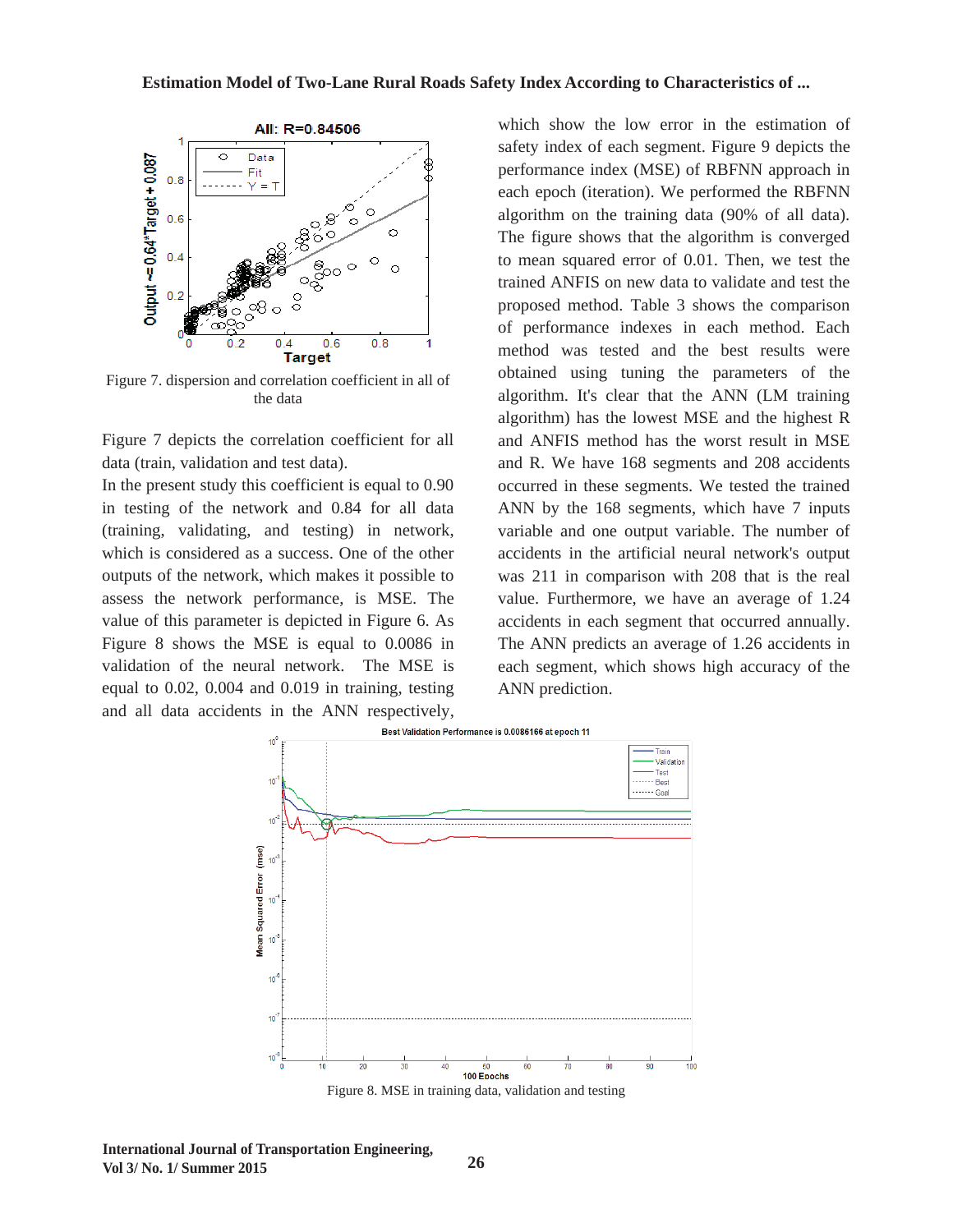Figure 7. dispersion and correlation coefficient in all of the data

Figure 7 depicts the correlation coefficient for all data (train, validation and test data).

In the present study this coefficient is equal to 0.90 in testing of the network and 0.84 for all data (training, validating, and testing) in network, which is considered as a success. One of the other outputs of the network, which makes it possible to assess the network performance, is MSE. The value of this parameter is depicted in Figure 6. As Figure 8 shows the MSE is equal to 0.0086 in validation of the neural network. The MSE is equal to 0.02, 0.004 and 0.019 in training, testing and all data accidents in the ANN respectively, which show the low error in the estimation of safety index of each segment. Figure 9 depicts the performance index (MSE) of RBFNN approach in each epoch (iteration). We performed the RBFNN algorithm on the training data (90% of all data). The figure shows that the algorithm is converged to mean squared error of 0.01. Then, we test the trained ANFIS on new data to validate and test the proposed method. Table 3 shows the comparison of performance indexes in each method. Each method was tested and the best results were obtained using tuning the parameters of the algorithm. It's clear that the ANN (LM training algorithm) has the lowest MSE and the highest R and ANFIS method has the worst result in MSE and R. We have 168 segments and 208 accidents occurred in these segments. We tested the trained ANN by the 168 segments, which have 7 inputs variable and one output variable. The number of accidents in the artificial neural network's output was 211 in comparison with 208 that is the real value. Furthermore, we have an average of 1.24 accidents in each segment that occurred annually. The ANN predicts an average of 1.26 accidents in each segment, which shows high accuracy of the ANN prediction.

Figure 8. MSE in training data, validation and testing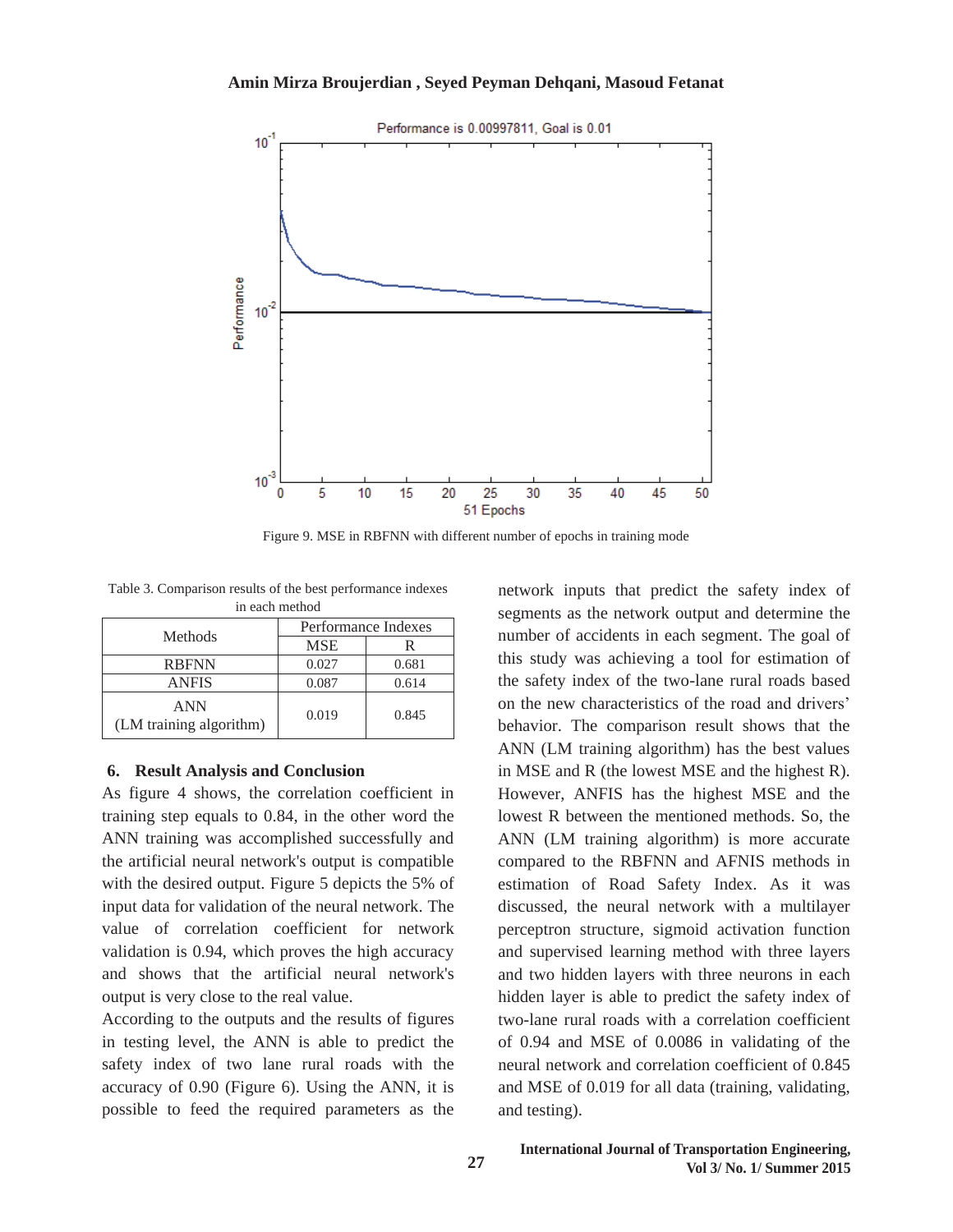Figure 9. MSE in RBFNN with different number of epochs in training mode

Table 3. Comparison results of the best performance indexes in each method

| Methods | Performance Indexes | |
|---|---|---|
| | MSE | R |
| RBFNN | 0.027 | 0.681 |
| ANFIS | 0.087 | 0.614 |
| ANN (LM training algorithm) | 0.019 | 0.845 |

## 6. Result Analysis and Conclusion

As figure 4 shows, the correlation coefficient in training step equals to 0.84, in the other word the ANN training was accomplished successfully and the artificial neural network's output is compatible with the desired output. Figure 5 depicts the 5% of input data for validation of the neural network. The value of correlation coefficient for network validation is 0.94, which proves the high accuracy and shows that the artificial neural network's output is very close to the real value.

According to the outputs and the results of figures in testing level, the ANN is able to predict the safety index of two lane rural roads with the accuracy of 0.90 (Figure 6). Using the ANN, it is possible to feed the required parameters as the network inputs that predict the safety index of segments as the network output and determine the number of accidents in each segment. The goal of this study was achieving a tool for estimation of the safety index of the two-lane rural roads based on the new characteristics of the road and drivers' behavior. The comparison result shows that the ANN (LM training algorithm) has the best values in MSE and R (the lowest MSE and the highest R). However, ANFIS has the highest MSE and the lowest R between the mentioned methods. So, the ANN (LM training algorithm) is more accurate compared to the RBFNN and AFNIS methods in estimation of Road Safety Index. As it was discussed, the neural network with a multilayer perceptron structure, sigmoid activation function and supervised learning method with three layers and two hidden layers with three neurons in each hidden layer is able to predict the safety index of two-lane rural roads with a correlation coefficient of 0.94 and MSE of 0.0086 in validating of the neural network and correlation coefficient of 0.845 and MSE of 0.019 for all data (training, validating, and testing).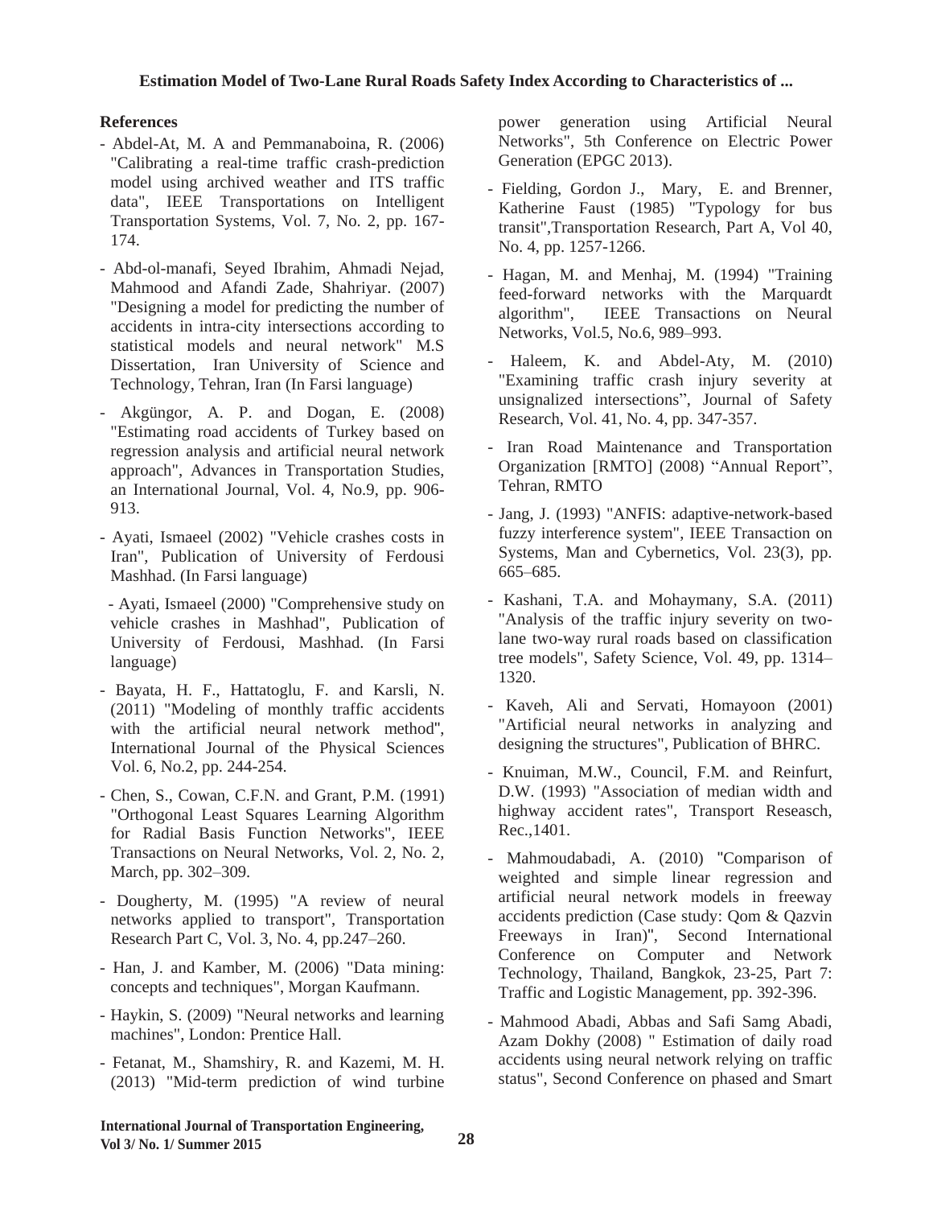**References**

- Abdel-At, M. A and Pemmanaboina, R. (2006) "Calibrating a real-time traffic crash-prediction model using archived weather and ITS traffic data", IEEE Transportations on Intelligent Transportation Systems, Vol. 7, No. 2, pp. 167-174.

- Abd-ol-manafi, Seyed Ibrahim, Ahmadi Nejad, Mahmood and Afandi Zade, Shahriyar. (2007) "Designing a model for predicting the number of accidents in intra-city intersections according to statistical models and neural network" M.S Dissertation, Iran University of Science and Technology, Tehran, Iran (In Farsi language)

- Akgüngor, A. P. and Dogan, E. (2008) "Estimating road accidents of Turkey based on regression analysis and artificial neural network approach", Advances in Transportation Studies, an International Journal, Vol. 4, No.9, pp. 906-913.

- Ayati, Ismaeel (2002) "Vehicle crashes costs in Iran", Publication of University of Ferdousi Mashhad. (In Farsi language)

- Ayati, Ismaeel (2000) "Comprehensive study on vehicle crashes in Mashhad", Publication of University of Ferdousi, Mashhad. (In Farsi language)

- Bayata, H. F., Hattatoglu, F. and Karsli, N. (2011) "Modeling of monthly traffic accidents with the artificial neural network method", International Journal of the Physical Sciences Vol. 6, No.2, pp. 244-254.

- Chen, S., Cowan, C.F.N. and Grant, P.M. (1991) "Orthogonal Least Squares Learning Algorithm for Radial Basis Function Networks", IEEE Transactions on Neural Networks, Vol. 2, No. 2, March, pp. 302–309.

- Dougherty, M. (1995) "A review of neural networks applied to transport", Transportation Research Part C, Vol. 3, No. 4, pp.247–260.

- Han, J. and Kamber, M. (2006) "Data mining: concepts and techniques", Morgan Kaufmann.

- Haykin, S. (2009) "Neural networks and learning machines", London: Prentice Hall.

- Fetanat, M., Shamshiry, R. and Kazemi, M. H. (2013) "Mid-term prediction of wind turbine power generation using Artificial Neural Networks", 5th Conference on Electric Power Generation (EPGC 2013).

- Fielding, Gordon J., Mary, E. and Brenner, Katherine Faust (1985) "Typology for bus transit",Transportation Research, Part A, Vol 40, No. 4, pp. 1257-1266.

- Hagan, M. and Menhaj, M. (1994) "Training feed-forward networks with the Marquardt algorithm", IEEE Transactions on Neural Networks, Vol.5, No.6, 989–993.

- Haleem, K. and Abdel-Aty, M. (2010) "Examining traffic crash injury severity at unsignalized intersections", Journal of Safety Research, Vol. 41, No. 4, pp. 347-357.

- Iran Road Maintenance and Transportation Organization [RMTO] (2008) "Annual Report", Tehran, RMTO

- Jang, J. (1993) "ANFIS: adaptive-network-based fuzzy interference system", IEEE Transaction on Systems, Man and Cybernetics, Vol. 23(3), pp. 665–685.

- Kashani, T.A. and Mohaymany, S.A. (2011) "Analysis of the traffic injury severity on two-lane two-way rural roads based on classification tree models", Safety Science, Vol. 49, pp. 1314–1320.

- Kaveh, Ali and Servati, Homayoon (2001) "Artificial neural networks in analyzing and designing the structures", Publication of BHRC.

- Knuiman, M.W., Council, F.M. and Reinfurt, D.W. (1993) "Association of median width and highway accident rates", Transport Reseasch, Rec.,1401.

- Mahmoudabadi, A. (2010) "Comparison of weighted and simple linear regression and artificial neural network models in freeway accidents prediction (Case study: Qom & Qazvin Freeways in Iran)", Second International Conference on Computer and Network Technology, Thailand, Bangkok, 23-25, Part 7: Traffic and Logistic Management, pp. 392-396.

- Mahmood Abadi, Abbas and Safi Samg Abadi, Azam Dokhy (2008) " Estimation of daily road accidents using neural network relying on traffic status", Second Conference on phased and Smart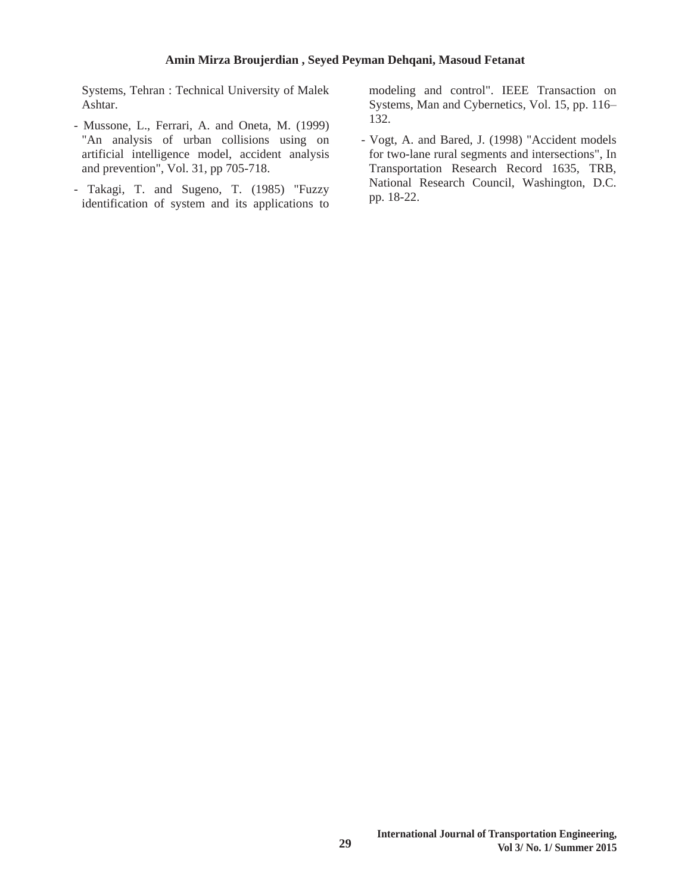Systems, Tehran : Technical University of Malek Ashtar.

- Mussone, L., Ferrari, A. and Oneta, M. (1999) "An analysis of urban collisions using on artificial intelligence model, accident analysis and prevention", Vol. 31, pp 705-718.
- Takagi, T. and Sugeno, T. (1985) "Fuzzy identification of system and its applications to modeling and control". IEEE Transaction on Systems, Man and Cybernetics, Vol. 15, pp. 116–132.
- Vogt, A. and Bared, J. (1998) "Accident models for two-lane rural segments and intersections", In Transportation Research Record 1635, TRB, National Research Council, Washington, D.C. pp. 18-22.